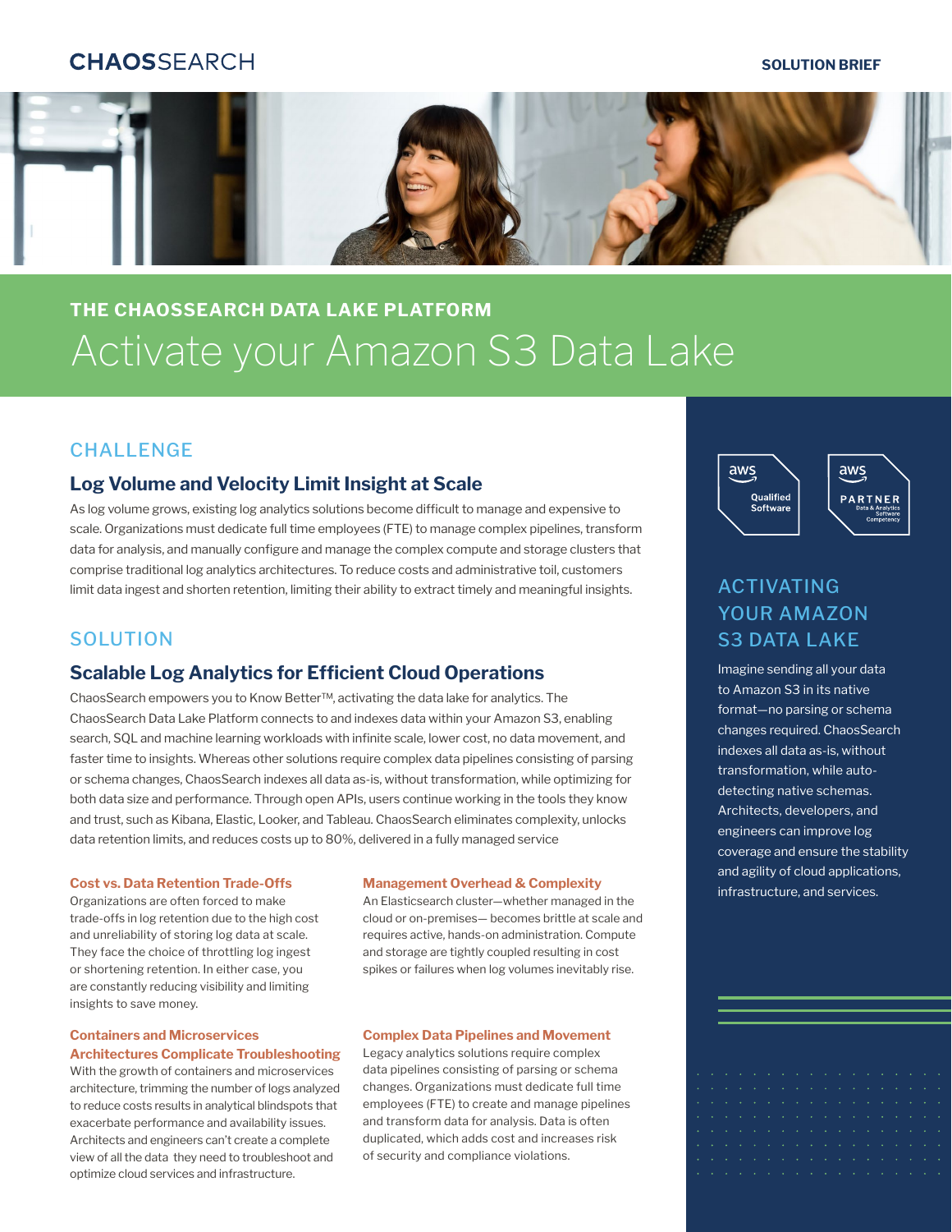CHAOSSEARCH

SOLUTION BRIEF

THE CHAOSSEARCH DATA LAKE PLATFORM

# Activate your Amazon S3 Data Lake

## CHALLENGE

### Log Volume and Velocity Limit Insight at Scale

As log volume grows, existing log analytics solutions become difficult to manage and expensive to scale. Organizations must dedicate full time employees (FTE) to manage complex pipelines, transform data for analysis, and manually configure and manage the complex compute and storage clusters that comprise traditional log analytics architectures. To reduce costs and administrative toil, customers limit data ingest and shorten retention, limiting their ability to extract timely and meaningful insights.

## SOLUTION

### Scalable Log Analytics for Efficient Cloud Operations

ChaosSearch empowers you to Know Better™, activating the data lake for analytics. The ChaosSearch Data Lake Platform connects to and indexes data within your Amazon S3, enabling search, SQL and machine learning workloads with infinite scale, lower cost, no data movement, and faster time to insights. Whereas other solutions require complex data pipelines consisting of parsing or schema changes, ChaosSearch indexes all data as-is, without transformation, while optimizing for both data size and performance. Through open APIs, users continue working in the tools they know and trust, such as Kibana, Elastic, Looker, and Tableau. ChaosSearch eliminates complexity, unlocks data retention limits, and reduces costs up to 80%, delivered in a fully managed service

#### Cost vs. Data Retention Trade-Offs

Organizations are often forced to make trade-offs in log retention due to the high cost and unreliability of storing log data at scale. They face the choice of throttling log ingest or shortening retention. In either case, you are constantly reducing visibility and limiting insights to save money.

#### Containers and Microservices Architectures Complicate Troubleshooting

With the growth of containers and microservices architecture, trimming the number of logs analyzed to reduce costs results in analytical blindspots that exacerbate performance and availability issues. Architects and engineers can't create a complete view of all the data they need to troubleshoot and optimize cloud services and infrastructure.

#### Management Overhead & Complexity

An Elasticsearch cluster—whether managed in the cloud or on-premises— becomes brittle at scale and requires active, hands-on administration. Compute and storage are tightly coupled resulting in cost spikes or failures when log volumes inevitably rise.

#### Complex Data Pipelines and Movement

Legacy analytics solutions require complex data pipelines consisting of parsing or schema changes. Organizations must dedicate full time employees (FTE) to create and manage pipelines and transform data for analysis. Data is often duplicated, which adds cost and increases risk of security and compliance violations.

aws Qualified Software

aws PARTNER Data & Analytics Software Competency

## ACTIVATING YOUR AMAZON S3 DATA LAKE

Imagine sending all your data to Amazon S3 in its native format—no parsing or schema changes required. ChaosSearch indexes all data as-is, without transformation, while auto-detecting native schemas. Architects, developers, and engineers can improve log coverage and ensure the stability and agility of cloud applications, infrastructure, and services.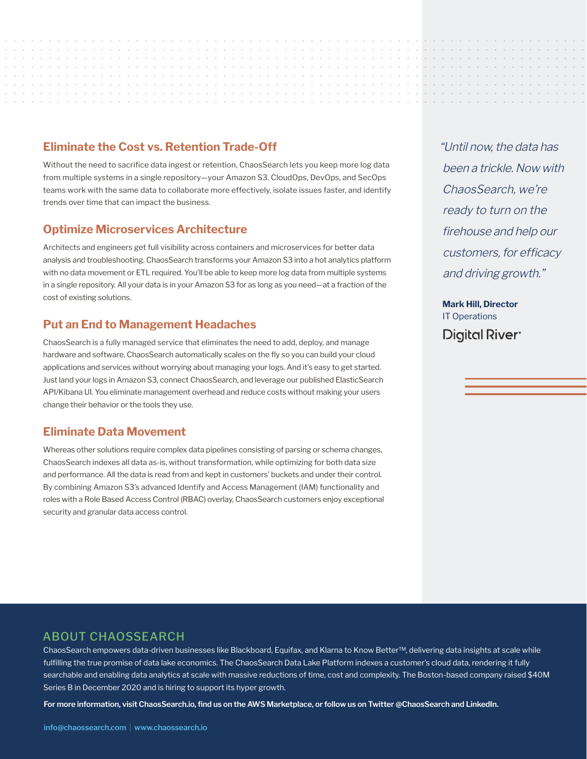## Eliminate the Cost vs. Retention Trade-Off

Without the need to sacrifice data ingest or retention, ChaosSearch lets you keep more log data from multiple systems in a single repository—your Amazon S3. CloudOps, DevOps, and SecOps teams work with the same data to collaborate more effectively, isolate issues faster, and identify trends over time that can impact the business.

## Optimize Microservices Architecture

Architects and engineers get full visibility across containers and microservices for better data analysis and troubleshooting. ChaosSearch transforms your Amazon S3 into a hot analytics platform with no data movement or ETL required. You'll be able to keep more log data from multiple systems in a single repository. All your data is in your Amazon S3 for as long as you need—at a fraction of the cost of existing solutions.

## Put an End to Management Headaches

ChaosSearch is a fully managed service that eliminates the need to add, deploy, and manage hardware and software. ChaosSearch automatically scales on the fly so you can build your cloud applications and services without worrying about managing your logs. And it's easy to get started. Just land your logs in Amazon S3, connect ChaosSearch, and leverage our published ElasticSearch API/Kibana UI. You eliminate management overhead and reduce costs without making your users change their behavior or the tools they use.

## Eliminate Data Movement

Whereas other solutions require complex data pipelines consisting of parsing or schema changes, ChaosSearch indexes all data as-is, without transformation, while optimizing for both data size and performance. All the data is read from and kept in customers' buckets and under their control. By combining Amazon S3's advanced Identify and Access Management (IAM) functionality and roles with a Role Based Access Control (RBAC) overlay, ChaosSearch customers enjoy exceptional security and granular data access control.

*"Until now, the data has been a trickle. Now with ChaosSearch, we're ready to turn on the firehouse and help our customers, for efficacy and driving growth."*

**Mark Hill, Director**
IT Operations
Digital River

## ABOUT CHAOSSEARCH

ChaosSearch empowers data-driven businesses like Blackboard, Equifax, and Klarna to Know Better™, delivering data insights at scale while fulfilling the true promise of data lake economics. The ChaosSearch Data Lake Platform indexes a customer's cloud data, rendering it fully searchable and enabling data analytics at scale with massive reductions of time, cost and complexity. The Boston-based company raised $40M Series B in December 2020 and is hiring to support its hyper growth.

**For more information, visit ChaosSearch.io, find us on the AWS Marketplace, or follow us on Twitter @ChaosSearch and LinkedIn.**

info@chaossearch.com | www.chaossearch.io